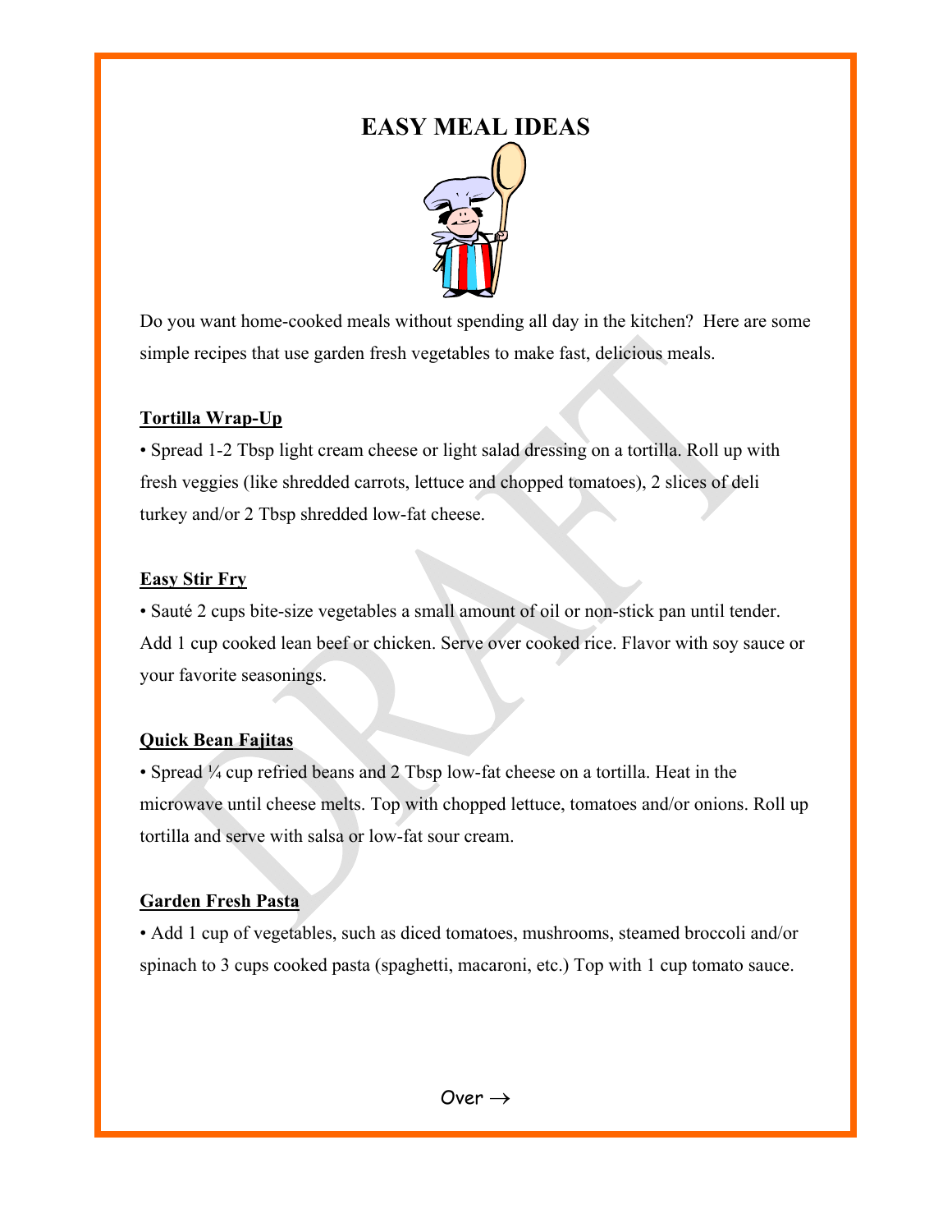# EASY MEAL IDEAS

Do you want home-cooked meals without spending all day in the kitchen? Here are some simple recipes that use garden fresh vegetables to make fast, delicious meals.

**Tortilla Wrap-Up**

• Spread 1-2 Tbsp light cream cheese or light salad dressing on a tortilla. Roll up with fresh veggies (like shredded carrots, lettuce and chopped tomatoes), 2 slices of deli turkey and/or 2 Tbsp shredded low-fat cheese.

**Easy Stir Fry**

• Sauté 2 cups bite-size vegetables a small amount of oil or non-stick pan until tender. Add 1 cup cooked lean beef or chicken. Serve over cooked rice. Flavor with soy sauce or your favorite seasonings.

**Quick Bean Fajitas**

• Spread ¼ cup refried beans and 2 Tbsp low-fat cheese on a tortilla. Heat in the microwave until cheese melts. Top with chopped lettuce, tomatoes and/or onions. Roll up tortilla and serve with salsa or low-fat sour cream.

**Garden Fresh Pasta**

• Add 1 cup of vegetables, such as diced tomatoes, mushrooms, steamed broccoli and/or spinach to 3 cups cooked pasta (spaghetti, macaroni, etc.) Top with 1 cup tomato sauce.

Over →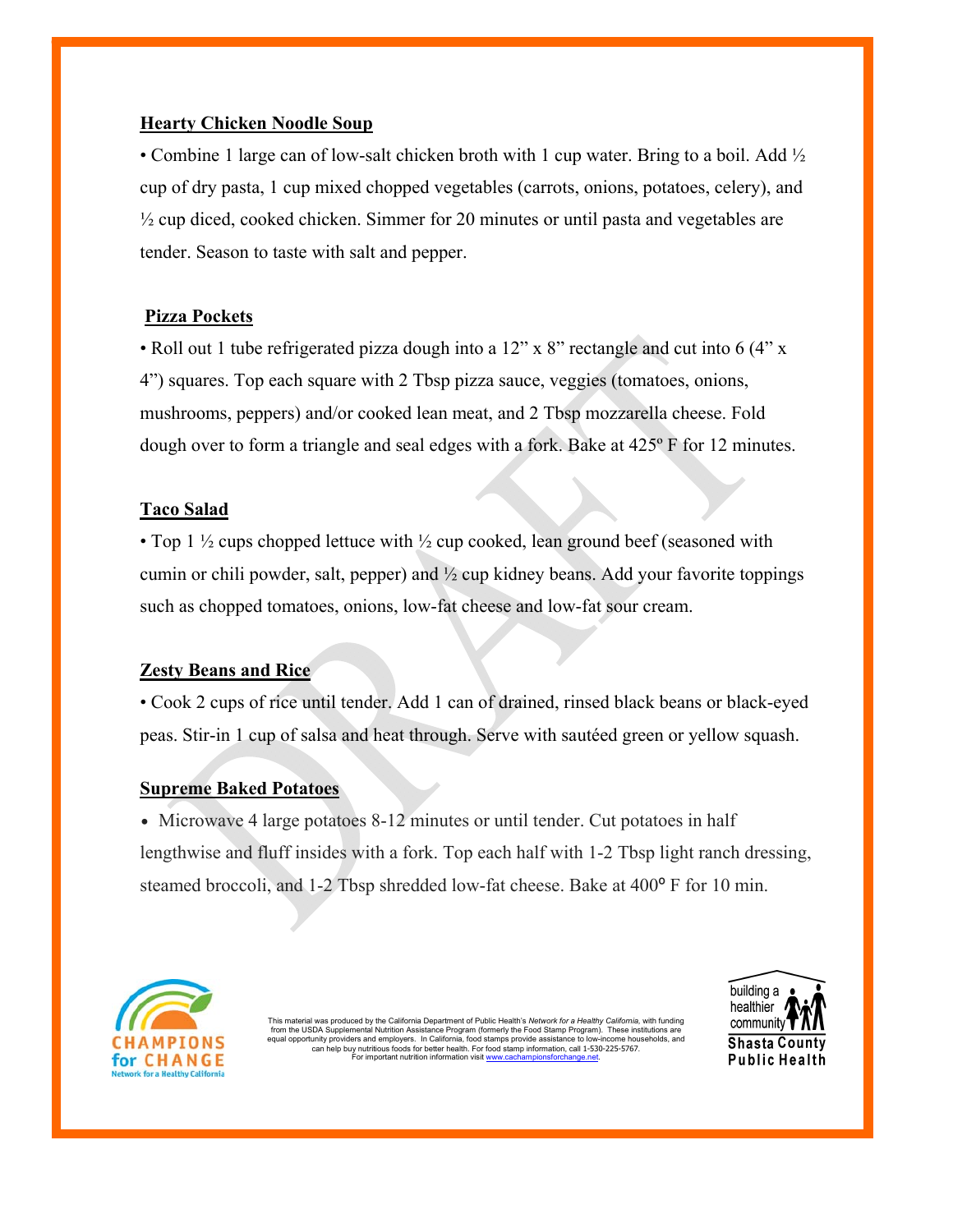**Hearty Chicken Noodle Soup**

• Combine 1 large can of low-salt chicken broth with 1 cup water. Bring to a boil. Add ½ cup of dry pasta, 1 cup mixed chopped vegetables (carrots, onions, potatoes, celery), and ½ cup diced, cooked chicken. Simmer for 20 minutes or until pasta and vegetables are tender. Season to taste with salt and pepper.

**Pizza Pockets**

• Roll out 1 tube refrigerated pizza dough into a 12" x 8" rectangle and cut into 6 (4" x 4") squares. Top each square with 2 Tbsp pizza sauce, veggies (tomatoes, onions, mushrooms, peppers) and/or cooked lean meat, and 2 Tbsp mozzarella cheese. Fold dough over to form a triangle and seal edges with a fork. Bake at 425º F for 12 minutes.

**Taco Salad**

• Top 1 ½ cups chopped lettuce with ½ cup cooked, lean ground beef (seasoned with cumin or chili powder, salt, pepper) and ½ cup kidney beans. Add your favorite toppings such as chopped tomatoes, onions, low-fat cheese and low-fat sour cream.

**Zesty Beans and Rice**

• Cook 2 cups of rice until tender. Add 1 can of drained, rinsed black beans or black-eyed peas. Stir-in 1 cup of salsa and heat through. Serve with sautéed green or yellow squash.

**Supreme Baked Potatoes**

• Microwave 4 large potatoes 8-12 minutes or until tender. Cut potatoes in half lengthwise and fluff insides with a fork. Top each half with 1-2 Tbsp light ranch dressing, steamed broccoli, and 1-2 Tbsp shredded low-fat cheese. Bake at 400° F for 10 min.

CHAMPIONS for CHANGE
Network for a Healthy California

This material was produced by the California Department of Public Health's *Network for a Healthy California*, with funding from the USDA Supplemental Nutrition Assistance Program (formerly the Food Stamp Program). These institutions are equal opportunity providers and employers. In California, food stamps provide assistance to low-income households, and can help buy nutritious foods for better health. For food stamp information, call 1-530-225-5767. For important nutrition information visit www.cachampionsforchange.net.

building a healthier community
Shasta County Public Health